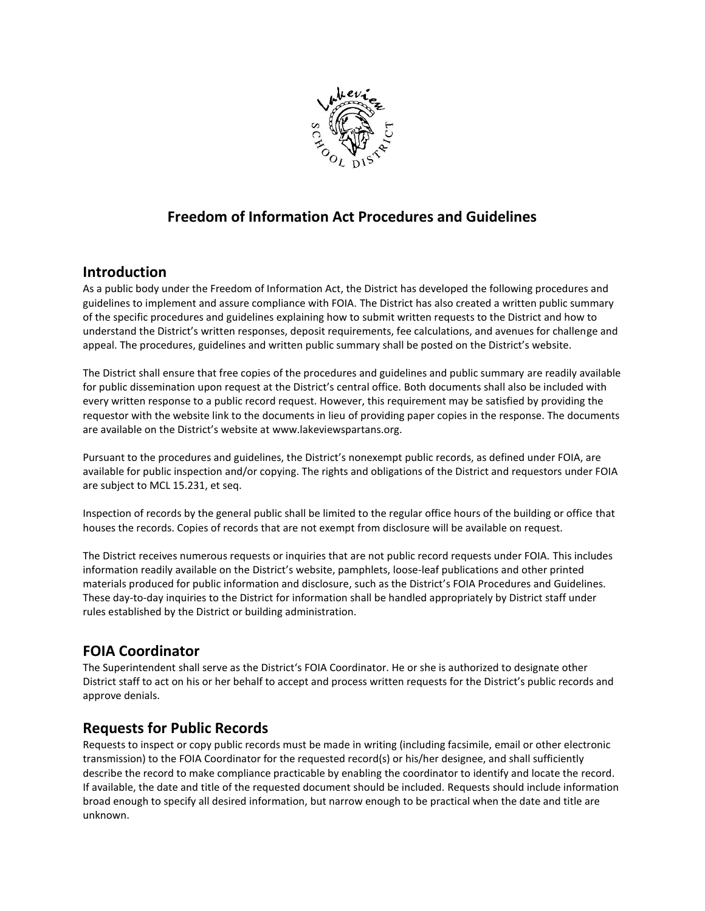# Freedom of Information Act Procedures and Guidelines

## Introduction

As a public body under the Freedom of Information Act, the District has developed the following procedures and guidelines to implement and assure compliance with FOIA. The District has also created a written public summary of the specific procedures and guidelines explaining how to submit written requests to the District and how to understand the District's written responses, deposit requirements, fee calculations, and avenues for challenge and appeal. The procedures, guidelines and written public summary shall be posted on the District's website.

The District shall ensure that free copies of the procedures and guidelines and public summary are readily available for public dissemination upon request at the District's central office. Both documents shall also be included with every written response to a public record request. However, this requirement may be satisfied by providing the requestor with the website link to the documents in lieu of providing paper copies in the response. The documents are available on the District's website at www.lakeviewspartans.org.

Pursuant to the procedures and guidelines, the District's nonexempt public records, as defined under FOIA, are available for public inspection and/or copying. The rights and obligations of the District and requestors under FOIA are subject to MCL 15.231, et seq.

Inspection of records by the general public shall be limited to the regular office hours of the building or office that houses the records. Copies of records that are not exempt from disclosure will be available on request.

The District receives numerous requests or inquiries that are not public record requests under FOIA. This includes information readily available on the District's website, pamphlets, loose-leaf publications and other printed materials produced for public information and disclosure, such as the District's FOIA Procedures and Guidelines. These day-to-day inquiries to the District for information shall be handled appropriately by District staff under rules established by the District or building administration.

## FOIA Coordinator

The Superintendent shall serve as the District's FOIA Coordinator. He or she is authorized to designate other District staff to act on his or her behalf to accept and process written requests for the District's public records and approve denials.

## Requests for Public Records

Requests to inspect or copy public records must be made in writing (including facsimile, email or other electronic transmission) to the FOIA Coordinator for the requested record(s) or his/her designee, and shall sufficiently describe the record to make compliance practicable by enabling the coordinator to identify and locate the record. If available, the date and title of the requested document should be included. Requests should include information broad enough to specify all desired information, but narrow enough to be practical when the date and title are unknown.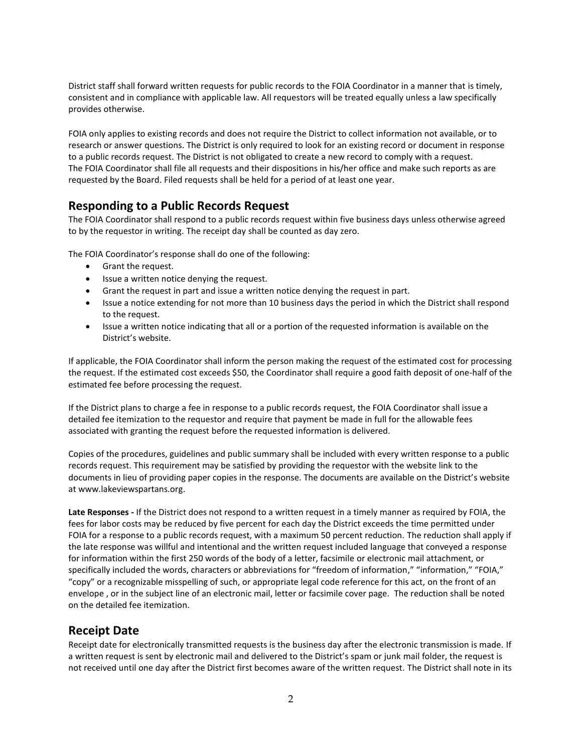District staff shall forward written requests for public records to the FOIA Coordinator in a manner that is timely, consistent and in compliance with applicable law. All requestors will be treated equally unless a law specifically provides otherwise.

FOIA only applies to existing records and does not require the District to collect information not available, or to research or answer questions. The District is only required to look for an existing record or document in response to a public records request. The District is not obligated to create a new record to comply with a request. The FOIA Coordinator shall file all requests and their dispositions in his/her office and make such reports as are requested by the Board. Filed requests shall be held for a period of at least one year.

## Responding to a Public Records Request

The FOIA Coordinator shall respond to a public records request within five business days unless otherwise agreed to by the requestor in writing. The receipt day shall be counted as day zero.

The FOIA Coordinator's response shall do one of the following:

- Grant the request.
- Issue a written notice denying the request.
- Grant the request in part and issue a written notice denying the request in part.
- Issue a notice extending for not more than 10 business days the period in which the District shall respond to the request.
- Issue a written notice indicating that all or a portion of the requested information is available on the District's website.

If applicable, the FOIA Coordinator shall inform the person making the request of the estimated cost for processing the request. If the estimated cost exceeds $50, the Coordinator shall require a good faith deposit of one-half of the estimated fee before processing the request.

If the District plans to charge a fee in response to a public records request, the FOIA Coordinator shall issue a detailed fee itemization to the requestor and require that payment be made in full for the allowable fees associated with granting the request before the requested information is delivered.

Copies of the procedures, guidelines and public summary shall be included with every written response to a public records request. This requirement may be satisfied by providing the requestor with the website link to the documents in lieu of providing paper copies in the response. The documents are available on the District's website at www.lakeviewspartans.org.

**Late Responses -** If the District does not respond to a written request in a timely manner as required by FOIA, the fees for labor costs may be reduced by five percent for each day the District exceeds the time permitted under FOIA for a response to a public records request, with a maximum 50 percent reduction. The reduction shall apply if the late response was willful and intentional and the written request included language that conveyed a response for information within the first 250 words of the body of a letter, facsimile or electronic mail attachment, or specifically included the words, characters or abbreviations for "freedom of information," "information," "FOIA," "copy" or a recognizable misspelling of such, or appropriate legal code reference for this act, on the front of an envelope , or in the subject line of an electronic mail, letter or facsimile cover page. The reduction shall be noted on the detailed fee itemization.

## Receipt Date

Receipt date for electronically transmitted requests is the business day after the electronic transmission is made. If a written request is sent by electronic mail and delivered to the District's spam or junk mail folder, the request is not received until one day after the District first becomes aware of the written request. The District shall note in its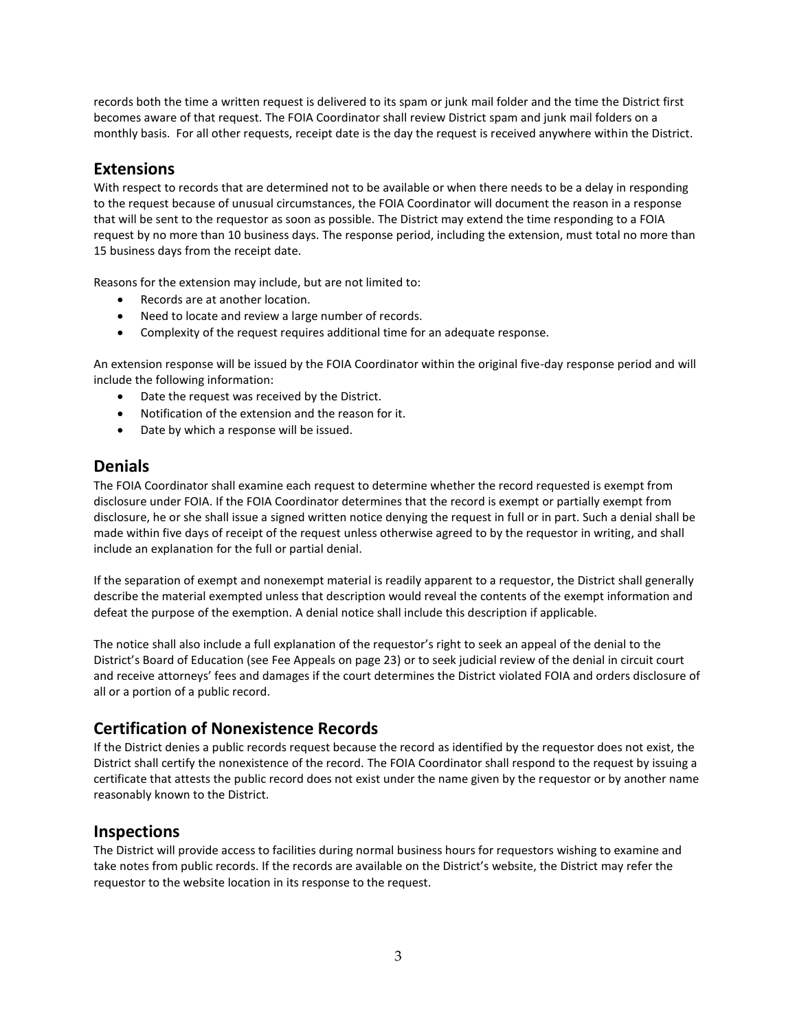records both the time a written request is delivered to its spam or junk mail folder and the time the District first becomes aware of that request. The FOIA Coordinator shall review District spam and junk mail folders on a monthly basis. For all other requests, receipt date is the day the request is received anywhere within the District.

## Extensions

With respect to records that are determined not to be available or when there needs to be a delay in responding to the request because of unusual circumstances, the FOIA Coordinator will document the reason in a response that will be sent to the requestor as soon as possible. The District may extend the time responding to a FOIA request by no more than 10 business days. The response period, including the extension, must total no more than 15 business days from the receipt date.

Reasons for the extension may include, but are not limited to:

- Records are at another location.
- Need to locate and review a large number of records.
- Complexity of the request requires additional time for an adequate response.

An extension response will be issued by the FOIA Coordinator within the original five-day response period and will include the following information:

- Date the request was received by the District.
- Notification of the extension and the reason for it.
- Date by which a response will be issued.

## Denials

The FOIA Coordinator shall examine each request to determine whether the record requested is exempt from disclosure under FOIA. If the FOIA Coordinator determines that the record is exempt or partially exempt from disclosure, he or she shall issue a signed written notice denying the request in full or in part. Such a denial shall be made within five days of receipt of the request unless otherwise agreed to by the requestor in writing, and shall include an explanation for the full or partial denial.

If the separation of exempt and nonexempt material is readily apparent to a requestor, the District shall generally describe the material exempted unless that description would reveal the contents of the exempt information and defeat the purpose of the exemption. A denial notice shall include this description if applicable.

The notice shall also include a full explanation of the requestor's right to seek an appeal of the denial to the District's Board of Education (see Fee Appeals on page 23) or to seek judicial review of the denial in circuit court and receive attorneys' fees and damages if the court determines the District violated FOIA and orders disclosure of all or a portion of a public record.

## Certification of Nonexistence Records

If the District denies a public records request because the record as identified by the requestor does not exist, the District shall certify the nonexistence of the record. The FOIA Coordinator shall respond to the request by issuing a certificate that attests the public record does not exist under the name given by the requestor or by another name reasonably known to the District.

## Inspections

The District will provide access to facilities during normal business hours for requestors wishing to examine and take notes from public records. If the records are available on the District's website, the District may refer the requestor to the website location in its response to the request.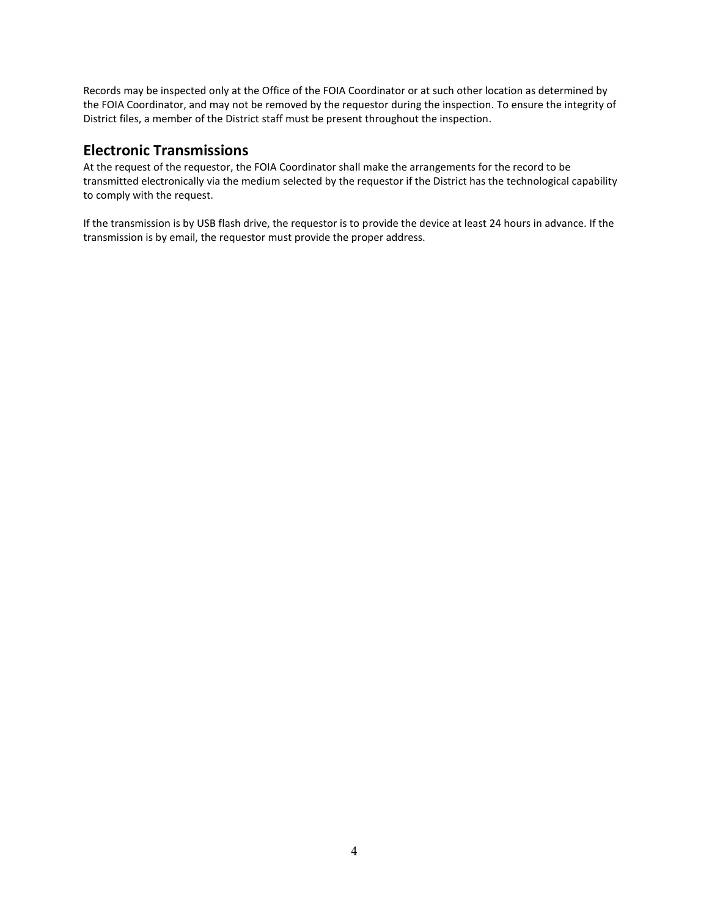Records may be inspected only at the Office of the FOIA Coordinator or at such other location as determined by the FOIA Coordinator, and may not be removed by the requestor during the inspection. To ensure the integrity of District files, a member of the District staff must be present throughout the inspection.

## Electronic Transmissions

At the request of the requestor, the FOIA Coordinator shall make the arrangements for the record to be transmitted electronically via the medium selected by the requestor if the District has the technological capability to comply with the request.

If the transmission is by USB flash drive, the requestor is to provide the device at least 24 hours in advance. If the transmission is by email, the requestor must provide the proper address.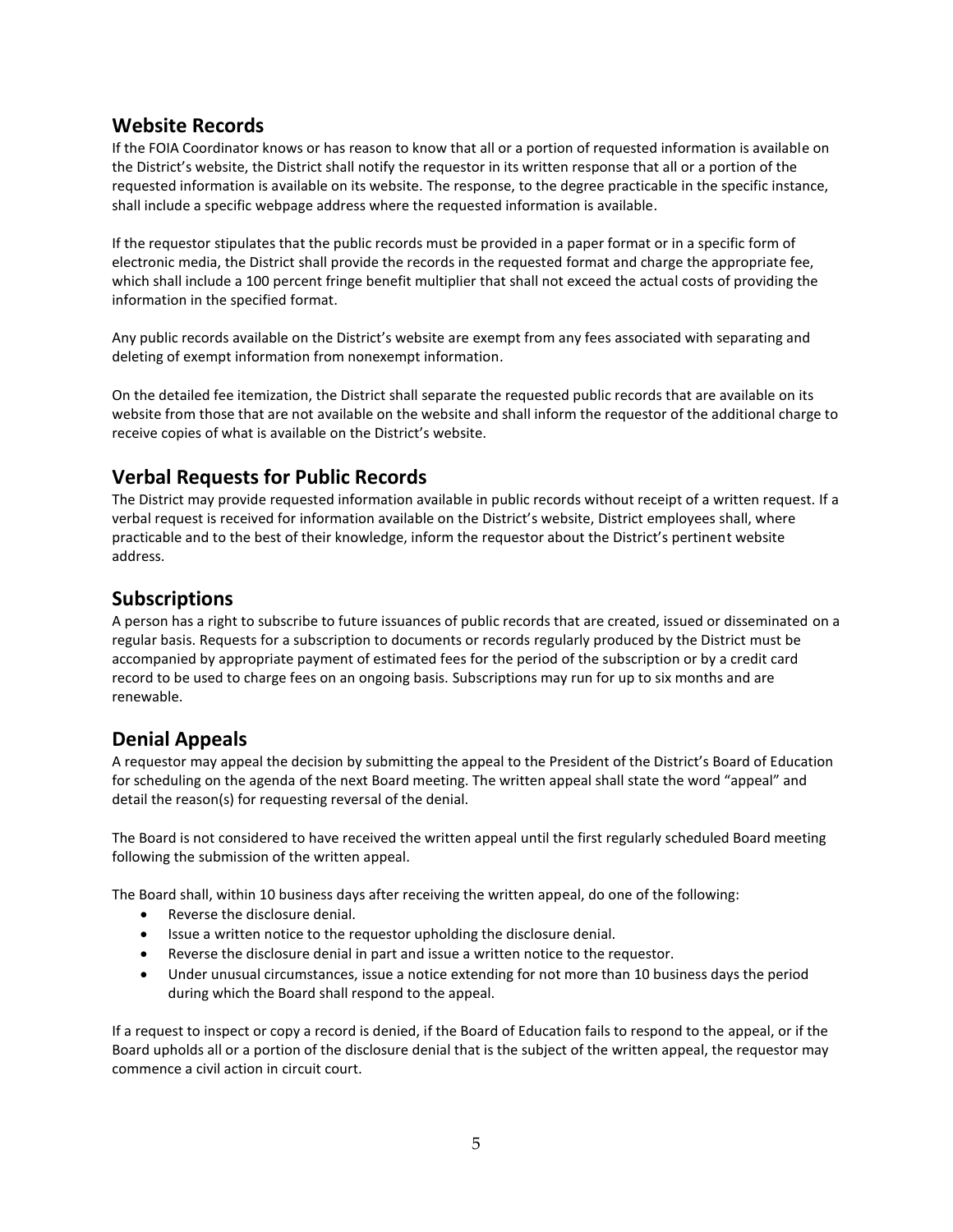## Website Records

If the FOIA Coordinator knows or has reason to know that all or a portion of requested information is available on the District's website, the District shall notify the requestor in its written response that all or a portion of the requested information is available on its website. The response, to the degree practicable in the specific instance, shall include a specific webpage address where the requested information is available.

If the requestor stipulates that the public records must be provided in a paper format or in a specific form of electronic media, the District shall provide the records in the requested format and charge the appropriate fee, which shall include a 100 percent fringe benefit multiplier that shall not exceed the actual costs of providing the information in the specified format.

Any public records available on the District's website are exempt from any fees associated with separating and deleting of exempt information from nonexempt information.

On the detailed fee itemization, the District shall separate the requested public records that are available on its website from those that are not available on the website and shall inform the requestor of the additional charge to receive copies of what is available on the District's website.

## Verbal Requests for Public Records

The District may provide requested information available in public records without receipt of a written request. If a verbal request is received for information available on the District's website, District employees shall, where practicable and to the best of their knowledge, inform the requestor about the District's pertinent website address.

## Subscriptions

A person has a right to subscribe to future issuances of public records that are created, issued or disseminated on a regular basis. Requests for a subscription to documents or records regularly produced by the District must be accompanied by appropriate payment of estimated fees for the period of the subscription or by a credit card record to be used to charge fees on an ongoing basis. Subscriptions may run for up to six months and are renewable.

## Denial Appeals

A requestor may appeal the decision by submitting the appeal to the President of the District's Board of Education for scheduling on the agenda of the next Board meeting. The written appeal shall state the word "appeal" and detail the reason(s) for requesting reversal of the denial.

The Board is not considered to have received the written appeal until the first regularly scheduled Board meeting following the submission of the written appeal.

The Board shall, within 10 business days after receiving the written appeal, do one of the following:

- Reverse the disclosure denial.
- Issue a written notice to the requestor upholding the disclosure denial.
- Reverse the disclosure denial in part and issue a written notice to the requestor.
- Under unusual circumstances, issue a notice extending for not more than 10 business days the period during which the Board shall respond to the appeal.

If a request to inspect or copy a record is denied, if the Board of Education fails to respond to the appeal, or if the Board upholds all or a portion of the disclosure denial that is the subject of the written appeal, the requestor may commence a civil action in circuit court.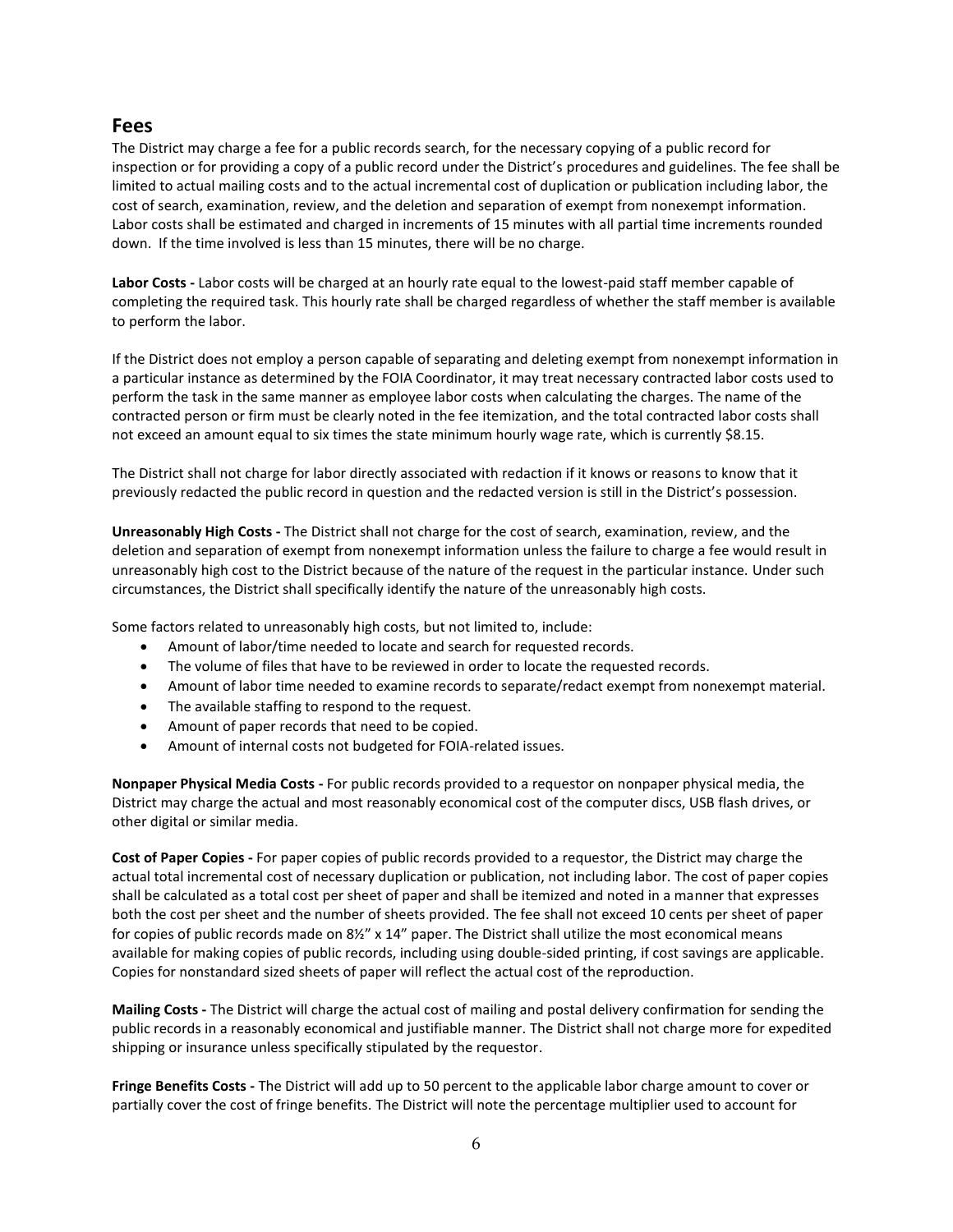## Fees

The District may charge a fee for a public records search, for the necessary copying of a public record for inspection or for providing a copy of a public record under the District's procedures and guidelines. The fee shall be limited to actual mailing costs and to the actual incremental cost of duplication or publication including labor, the cost of search, examination, review, and the deletion and separation of exempt from nonexempt information. Labor costs shall be estimated and charged in increments of 15 minutes with all partial time increments rounded down. If the time involved is less than 15 minutes, there will be no charge.

**Labor Costs -** Labor costs will be charged at an hourly rate equal to the lowest-paid staff member capable of completing the required task. This hourly rate shall be charged regardless of whether the staff member is available to perform the labor.

If the District does not employ a person capable of separating and deleting exempt from nonexempt information in a particular instance as determined by the FOIA Coordinator, it may treat necessary contracted labor costs used to perform the task in the same manner as employee labor costs when calculating the charges. The name of the contracted person or firm must be clearly noted in the fee itemization, and the total contracted labor costs shall not exceed an amount equal to six times the state minimum hourly wage rate, which is currently $8.15.

The District shall not charge for labor directly associated with redaction if it knows or reasons to know that it previously redacted the public record in question and the redacted version is still in the District's possession.

**Unreasonably High Costs -** The District shall not charge for the cost of search, examination, review, and the deletion and separation of exempt from nonexempt information unless the failure to charge a fee would result in unreasonably high cost to the District because of the nature of the request in the particular instance. Under such circumstances, the District shall specifically identify the nature of the unreasonably high costs.

Some factors related to unreasonably high costs, but not limited to, include:

- Amount of labor/time needed to locate and search for requested records.
- The volume of files that have to be reviewed in order to locate the requested records.
- Amount of labor time needed to examine records to separate/redact exempt from nonexempt material.
- The available staffing to respond to the request.
- Amount of paper records that need to be copied.
- Amount of internal costs not budgeted for FOIA-related issues.

**Nonpaper Physical Media Costs -** For public records provided to a requestor on nonpaper physical media, the District may charge the actual and most reasonably economical cost of the computer discs, USB flash drives, or other digital or similar media.

**Cost of Paper Copies -** For paper copies of public records provided to a requestor, the District may charge the actual total incremental cost of necessary duplication or publication, not including labor. The cost of paper copies shall be calculated as a total cost per sheet of paper and shall be itemized and noted in a manner that expresses both the cost per sheet and the number of sheets provided. The fee shall not exceed 10 cents per sheet of paper for copies of public records made on 8½" x 14" paper. The District shall utilize the most economical means available for making copies of public records, including using double-sided printing, if cost savings are applicable. Copies for nonstandard sized sheets of paper will reflect the actual cost of the reproduction.

**Mailing Costs -** The District will charge the actual cost of mailing and postal delivery confirmation for sending the public records in a reasonably economical and justifiable manner. The District shall not charge more for expedited shipping or insurance unless specifically stipulated by the requestor.

**Fringe Benefits Costs -** The District will add up to 50 percent to the applicable labor charge amount to cover or partially cover the cost of fringe benefits. The District will note the percentage multiplier used to account for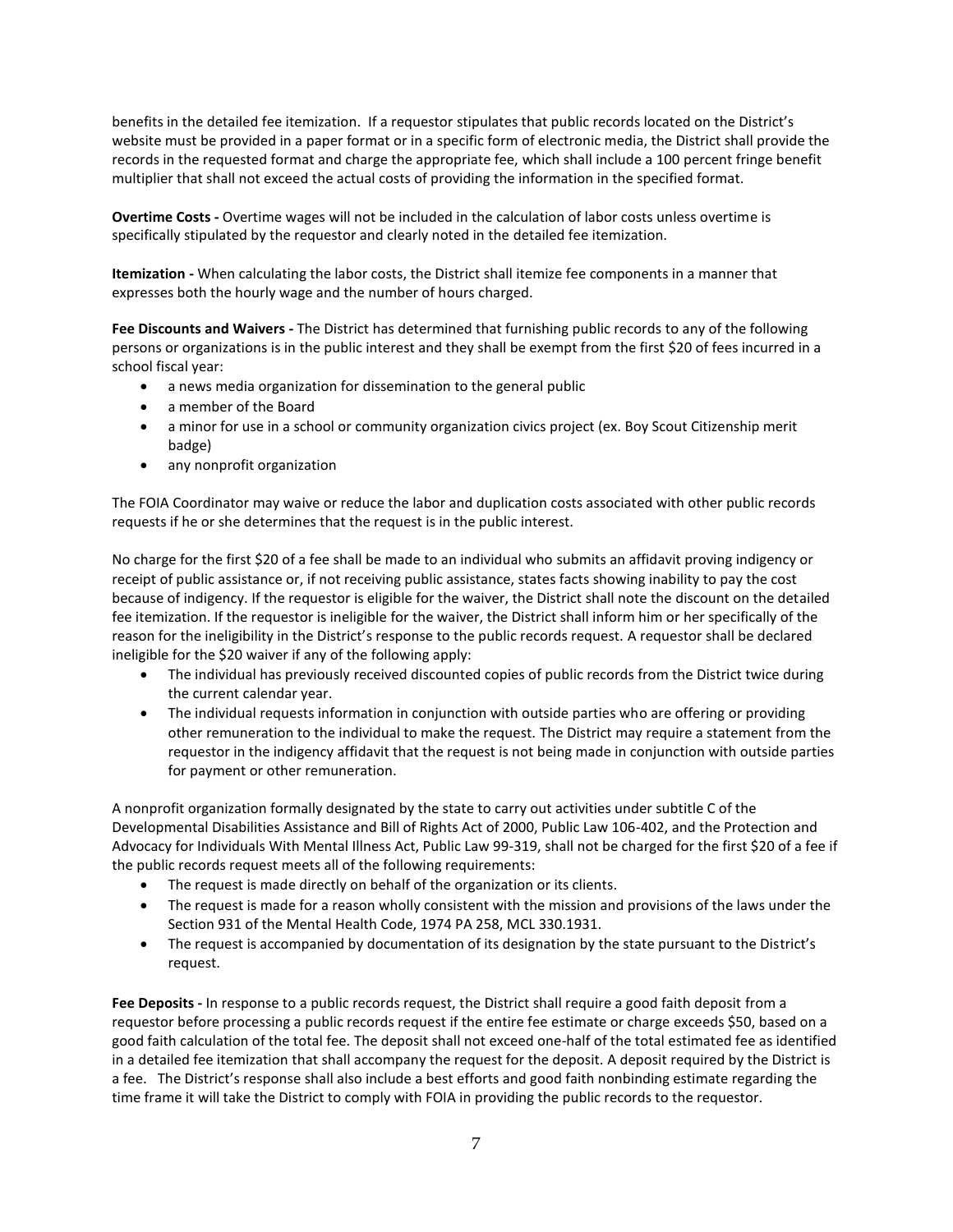benefits in the detailed fee itemization. If a requestor stipulates that public records located on the District's website must be provided in a paper format or in a specific form of electronic media, the District shall provide the records in the requested format and charge the appropriate fee, which shall include a 100 percent fringe benefit multiplier that shall not exceed the actual costs of providing the information in the specified format.

**Overtime Costs -** Overtime wages will not be included in the calculation of labor costs unless overtime is specifically stipulated by the requestor and clearly noted in the detailed fee itemization.

**Itemization -** When calculating the labor costs, the District shall itemize fee components in a manner that expresses both the hourly wage and the number of hours charged.

**Fee Discounts and Waivers -** The District has determined that furnishing public records to any of the following persons or organizations is in the public interest and they shall be exempt from the first $20 of fees incurred in a school fiscal year:

- a news media organization for dissemination to the general public
- a member of the Board
- a minor for use in a school or community organization civics project (ex. Boy Scout Citizenship merit badge)
- any nonprofit organization

The FOIA Coordinator may waive or reduce the labor and duplication costs associated with other public records requests if he or she determines that the request is in the public interest.

No charge for the first $20 of a fee shall be made to an individual who submits an affidavit proving indigency or receipt of public assistance or, if not receiving public assistance, states facts showing inability to pay the cost because of indigency. If the requestor is eligible for the waiver, the District shall note the discount on the detailed fee itemization. If the requestor is ineligible for the waiver, the District shall inform him or her specifically of the reason for the ineligibility in the District's response to the public records request. A requestor shall be declared ineligible for the $20 waiver if any of the following apply:

- The individual has previously received discounted copies of public records from the District twice during the current calendar year.
- The individual requests information in conjunction with outside parties who are offering or providing other remuneration to the individual to make the request. The District may require a statement from the requestor in the indigency affidavit that the request is not being made in conjunction with outside parties for payment or other remuneration.

A nonprofit organization formally designated by the state to carry out activities under subtitle C of the Developmental Disabilities Assistance and Bill of Rights Act of 2000, Public Law 106-402, and the Protection and Advocacy for Individuals With Mental Illness Act, Public Law 99-319, shall not be charged for the first $20 of a fee if the public records request meets all of the following requirements:

- The request is made directly on behalf of the organization or its clients.
- The request is made for a reason wholly consistent with the mission and provisions of the laws under the Section 931 of the Mental Health Code, 1974 PA 258, MCL 330.1931.
- The request is accompanied by documentation of its designation by the state pursuant to the District's request.

**Fee Deposits -** In response to a public records request, the District shall require a good faith deposit from a requestor before processing a public records request if the entire fee estimate or charge exceeds $50, based on a good faith calculation of the total fee. The deposit shall not exceed one-half of the total estimated fee as identified in a detailed fee itemization that shall accompany the request for the deposit. A deposit required by the District is a fee. The District's response shall also include a best efforts and good faith nonbinding estimate regarding the time frame it will take the District to comply with FOIA in providing the public records to the requestor.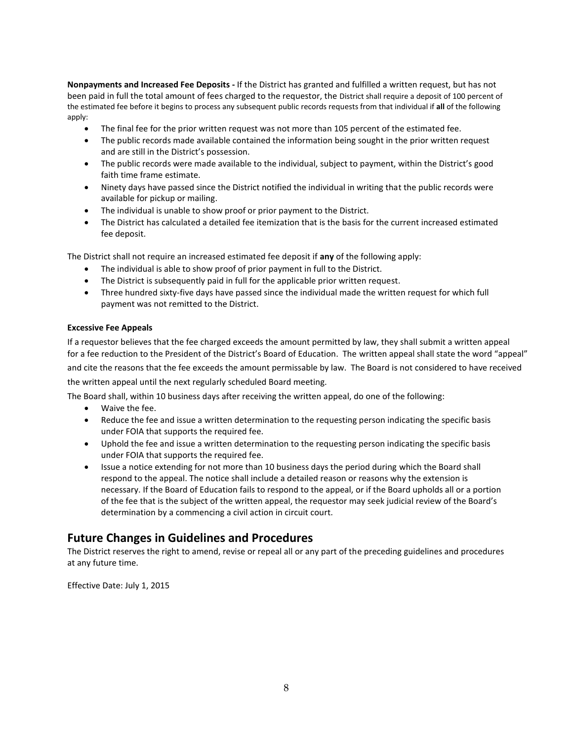**Nonpayments and Increased Fee Deposits -** If the District has granted and fulfilled a written request, but has not been paid in full the total amount of fees charged to the requestor, the District shall require a deposit of 100 percent of the estimated fee before it begins to process any subsequent public records requests from that individual if **all** of the following apply:

- The final fee for the prior written request was not more than 105 percent of the estimated fee.
- The public records made available contained the information being sought in the prior written request and are still in the District's possession.
- The public records were made available to the individual, subject to payment, within the District's good faith time frame estimate.
- Ninety days have passed since the District notified the individual in writing that the public records were available for pickup or mailing.
- The individual is unable to show proof or prior payment to the District.
- The District has calculated a detailed fee itemization that is the basis for the current increased estimated fee deposit.

The District shall not require an increased estimated fee deposit if **any** of the following apply:

- The individual is able to show proof of prior payment in full to the District.
- The District is subsequently paid in full for the applicable prior written request.
- Three hundred sixty-five days have passed since the individual made the written request for which full payment was not remitted to the District.

**Excessive Fee Appeals**

If a requestor believes that the fee charged exceeds the amount permitted by law, they shall submit a written appeal for a fee reduction to the President of the District's Board of Education. The written appeal shall state the word "appeal" and cite the reasons that the fee exceeds the amount permissable by law. The Board is not considered to have received the written appeal until the next regularly scheduled Board meeting.

The Board shall, within 10 business days after receiving the written appeal, do one of the following:

- Waive the fee.
- Reduce the fee and issue a written determination to the requesting person indicating the specific basis under FOIA that supports the required fee.
- Uphold the fee and issue a written determination to the requesting person indicating the specific basis under FOIA that supports the required fee.
- Issue a notice extending for not more than 10 business days the period during which the Board shall respond to the appeal. The notice shall include a detailed reason or reasons why the extension is necessary. If the Board of Education fails to respond to the appeal, or if the Board upholds all or a portion of the fee that is the subject of the written appeal, the requestor may seek judicial review of the Board's determination by a commencing a civil action in circuit court.

## Future Changes in Guidelines and Procedures

The District reserves the right to amend, revise or repeal all or any part of the preceding guidelines and procedures at any future time.

Effective Date: July 1, 2015